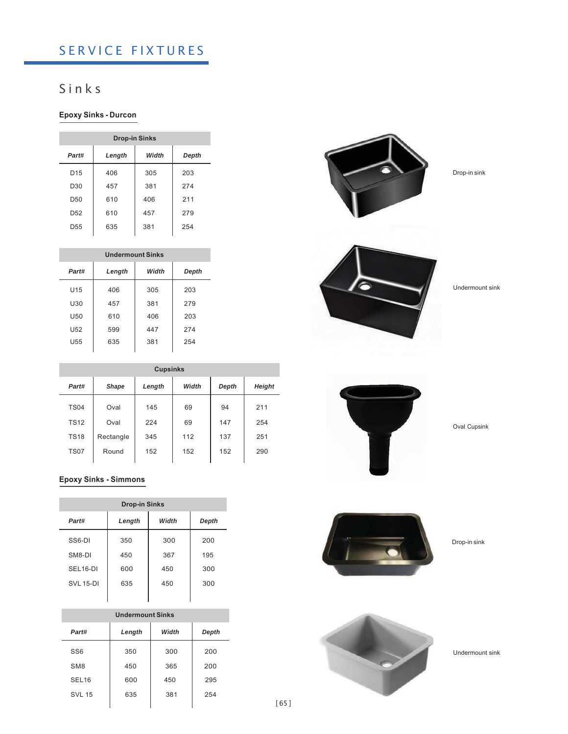# SERVICE FIXTURES

## Sinks

### Epoxy Sinks - Durcon

| Drop-in Sinks | | | |
|---|---|---|---|
| *Part#* | *Length* | *Width* | *Depth* |
| D15 | 406 | 305 | 203 |
| D30 | 457 | 381 | 274 |
| D50 | 610 | 406 | 211 |
| D52 | 610 | 457 | 279 |
| D55 | 635 | 381 | 254 |

Drop-in sink

| Undermount Sinks | | | |
|---|---|---|---|
| *Part#* | *Length* | *Width* | *Depth* |
| U15 | 406 | 305 | 203 |
| U30 | 457 | 381 | 279 |
| U50 | 610 | 406 | 203 |
| U52 | 599 | 447 | 274 |
| U55 | 635 | 381 | 254 |

Undermount sink

| Cupsinks | | | | | |
|---|---|---|---|---|---|
| *Part#* | *Shape* | *Length* | *Width* | *Depth* | *Height* |
| TS04 | Oval | 145 | 69 | 94 | 211 |
| TS12 | Oval | 224 | 69 | 147 | 254 |
| TS18 | Rectangle | 345 | 112 | 137 | 251 |
| TS07 | Round | 152 | 152 | 152 | 290 |

Oval Cupsink

### Epoxy Sinks - Simmons

| Drop-in Sinks | | | |
|---|---|---|---|
| *Part#* | *Length* | *Width* | *Depth* |
| SS6-DI | 350 | 300 | 200 |
| SM8-DI | 450 | 367 | 195 |
| SEL16-DI | 600 | 450 | 300 |
| SVL 15-DI | 635 | 450 | 300 |

Drop-in sink

| Undermount Sinks | | | |
|---|---|---|---|
| *Part#* | *Length* | *Width* | *Depth* |
| SS6 | 350 | 300 | 200 |
| SM8 | 450 | 365 | 200 |
| SEL16 | 600 | 450 | 295 |
| SVL 15 | 635 | 381 | 254 |

Undermount sink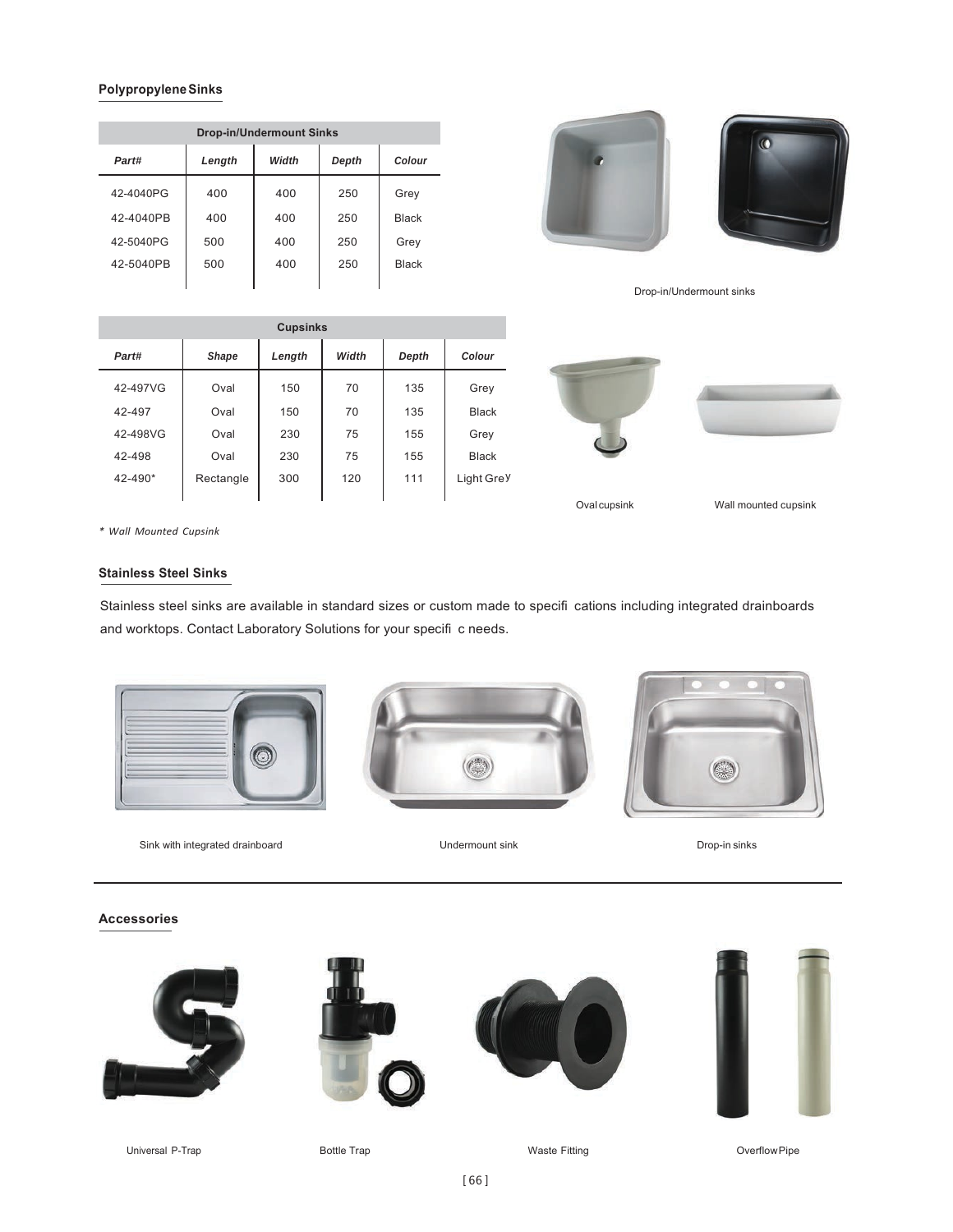## Polypropylene Sinks

| Drop-in/Undermount Sinks | | | | |
|---|---|---|---|---|
| *Part#* | *Length* | *Width* | *Depth* | *Colour* |
| 42-4040PG | 400 | 400 | 250 | Grey |
| 42-4040PB | 400 | 400 | 250 | Black |
| 42-5040PG | 500 | 400 | 250 | Grey |
| 42-5040PB | 500 | 400 | 250 | Black |

Drop-in/Undermount sinks

| Cupsinks | | | | | |
|---|---|---|---|---|---|
| *Part#* | *Shape* | *Length* | *Width* | *Depth* | *Colour* |
| 42-497VG | Oval | 150 | 70 | 135 | Grey |
| 42-497 | Oval | 150 | 70 | 135 | Black |
| 42-498VG | Oval | 230 | 75 | 155 | Grey |
| 42-498 | Oval | 230 | 75 | 155 | Black |
| 42-490* | Rectangle | 300 | 120 | 111 | Light Grey |

*\* Wall Mounted Cupsink*

Oval cupsink

Wall mounted cupsink

## Stainless Steel Sinks

Stainless steel sinks are available in standard sizes or custom made to specifications including integrated drainboards and worktops. Contact Laboratory Solutions for your specific needs.

Sink with integrated drainboard

Undermount sink

Drop-in sinks

## Accessories

Universal P-Trap

Bottle Trap

Waste Fitting

Overflow Pipe